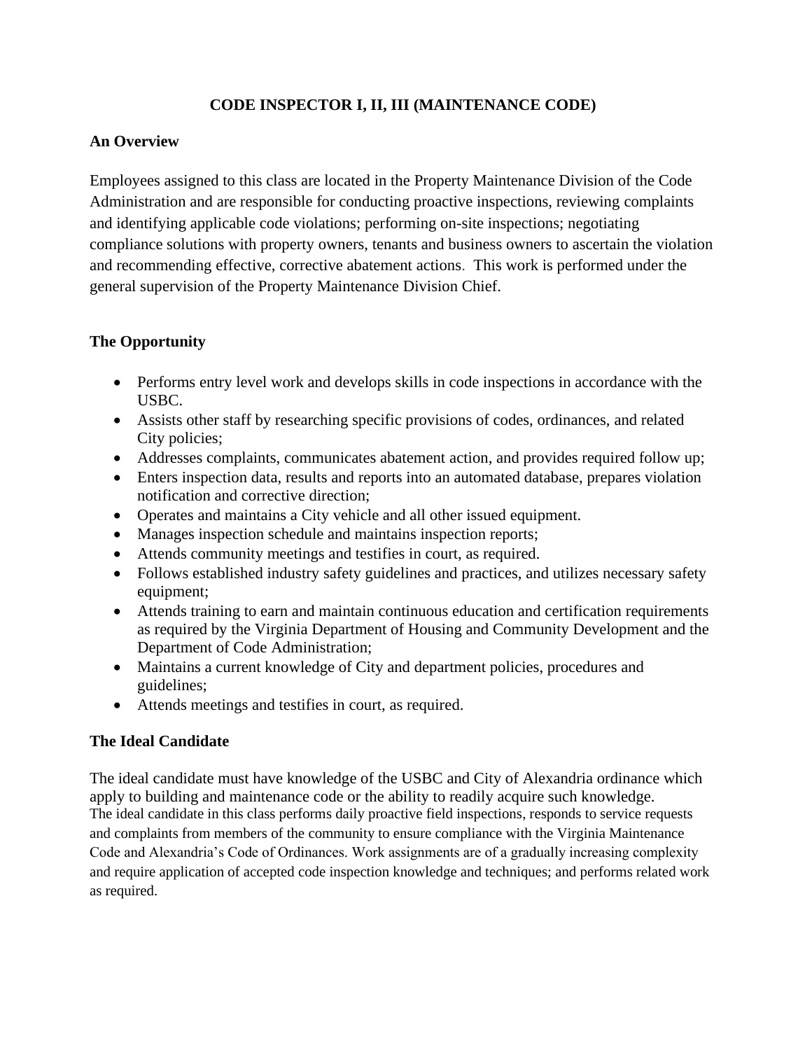# CODE INSPECTOR I, II, III (MAINTENANCE CODE)

## An Overview

Employees assigned to this class are located in the Property Maintenance Division of the Code Administration and are responsible for conducting proactive inspections, reviewing complaints and identifying applicable code violations; performing on-site inspections; negotiating compliance solutions with property owners, tenants and business owners to ascertain the violation and recommending effective, corrective abatement actions. This work is performed under the general supervision of the Property Maintenance Division Chief.

## The Opportunity

- Performs entry level work and develops skills in code inspections in accordance with the USBC.
- Assists other staff by researching specific provisions of codes, ordinances, and related City policies;
- Addresses complaints, communicates abatement action, and provides required follow up;
- Enters inspection data, results and reports into an automated database, prepares violation notification and corrective direction;
- Operates and maintains a City vehicle and all other issued equipment.
- Manages inspection schedule and maintains inspection reports;
- Attends community meetings and testifies in court, as required.
- Follows established industry safety guidelines and practices, and utilizes necessary safety equipment;
- Attends training to earn and maintain continuous education and certification requirements as required by the Virginia Department of Housing and Community Development and the Department of Code Administration;
- Maintains a current knowledge of City and department policies, procedures and guidelines;
- Attends meetings and testifies in court, as required.

## The Ideal Candidate

The ideal candidate must have knowledge of the USBC and City of Alexandria ordinance which apply to building and maintenance code or the ability to readily acquire such knowledge.
The ideal candidate in this class performs daily proactive field inspections, responds to service requests and complaints from members of the community to ensure compliance with the Virginia Maintenance Code and Alexandria's Code of Ordinances. Work assignments are of a gradually increasing complexity and require application of accepted code inspection knowledge and techniques; and performs related work as required.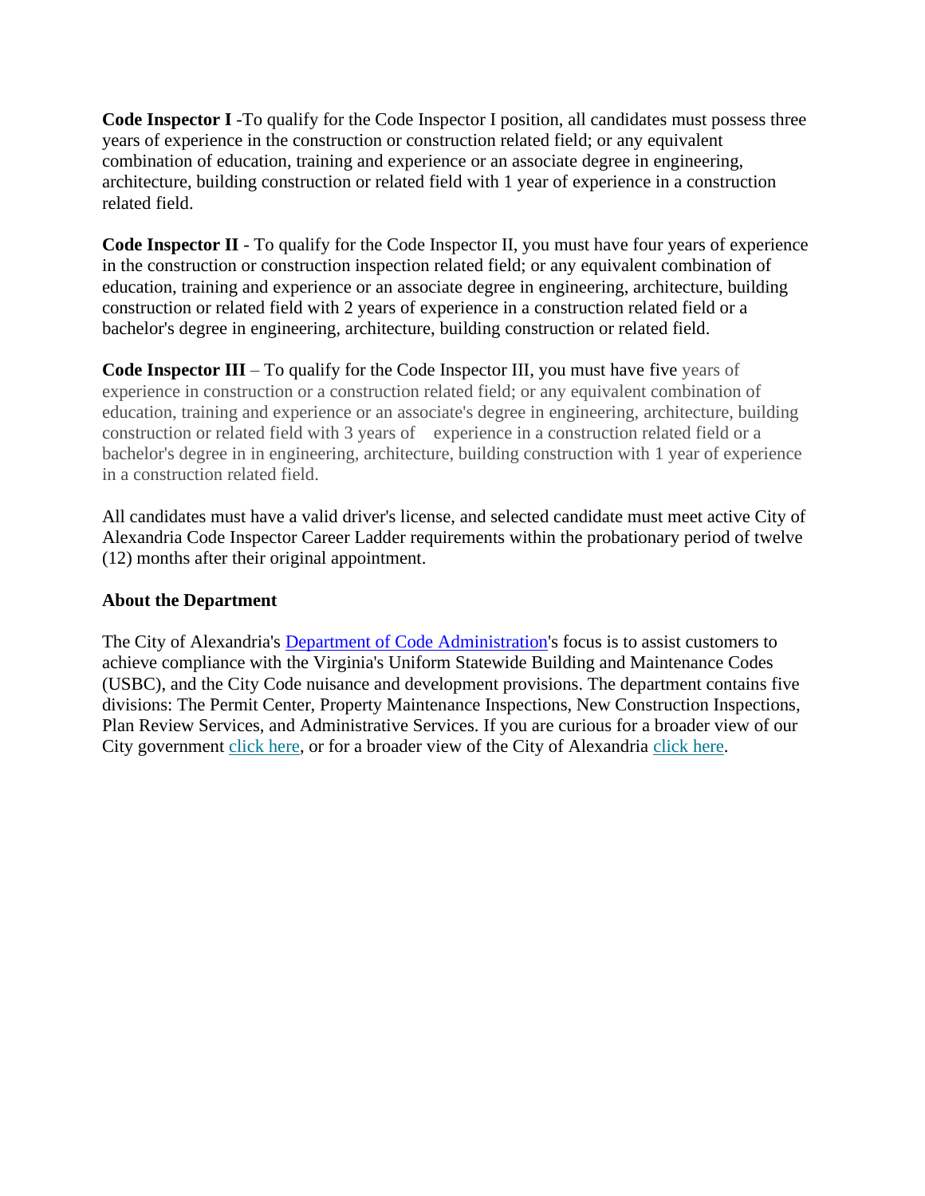**Code Inspector I** -To qualify for the Code Inspector I position, all candidates must possess three years of experience in the construction or construction related field; or any equivalent combination of education, training and experience or an associate degree in engineering, architecture, building construction or related field with 1 year of experience in a construction related field.

**Code Inspector II** - To qualify for the Code Inspector II, you must have four years of experience in the construction or construction inspection related field; or any equivalent combination of education, training and experience or an associate degree in engineering, architecture, building construction or related field with 2 years of experience in a construction related field or a bachelor's degree in engineering, architecture, building construction or related field.

**Code Inspector III** – To qualify for the Code Inspector III, you must have five years of experience in construction or a construction related field; or any equivalent combination of education, training and experience or an associate's degree in engineering, architecture, building construction or related field with 3 years of experience in a construction related field or a bachelor's degree in in engineering, architecture, building construction with 1 year of experience in a construction related field.

All candidates must have a valid driver's license, and selected candidate must meet active City of Alexandria Code Inspector Career Ladder requirements within the probationary period of twelve (12) months after their original appointment.

**About the Department**

The City of Alexandria's Department of Code Administration's focus is to assist customers to achieve compliance with the Virginia's Uniform Statewide Building and Maintenance Codes (USBC), and the City Code nuisance and development provisions. The department contains five divisions: The Permit Center, Property Maintenance Inspections, New Construction Inspections, Plan Review Services, and Administrative Services. If you are curious for a broader view of our City government click here, or for a broader view of the City of Alexandria click here.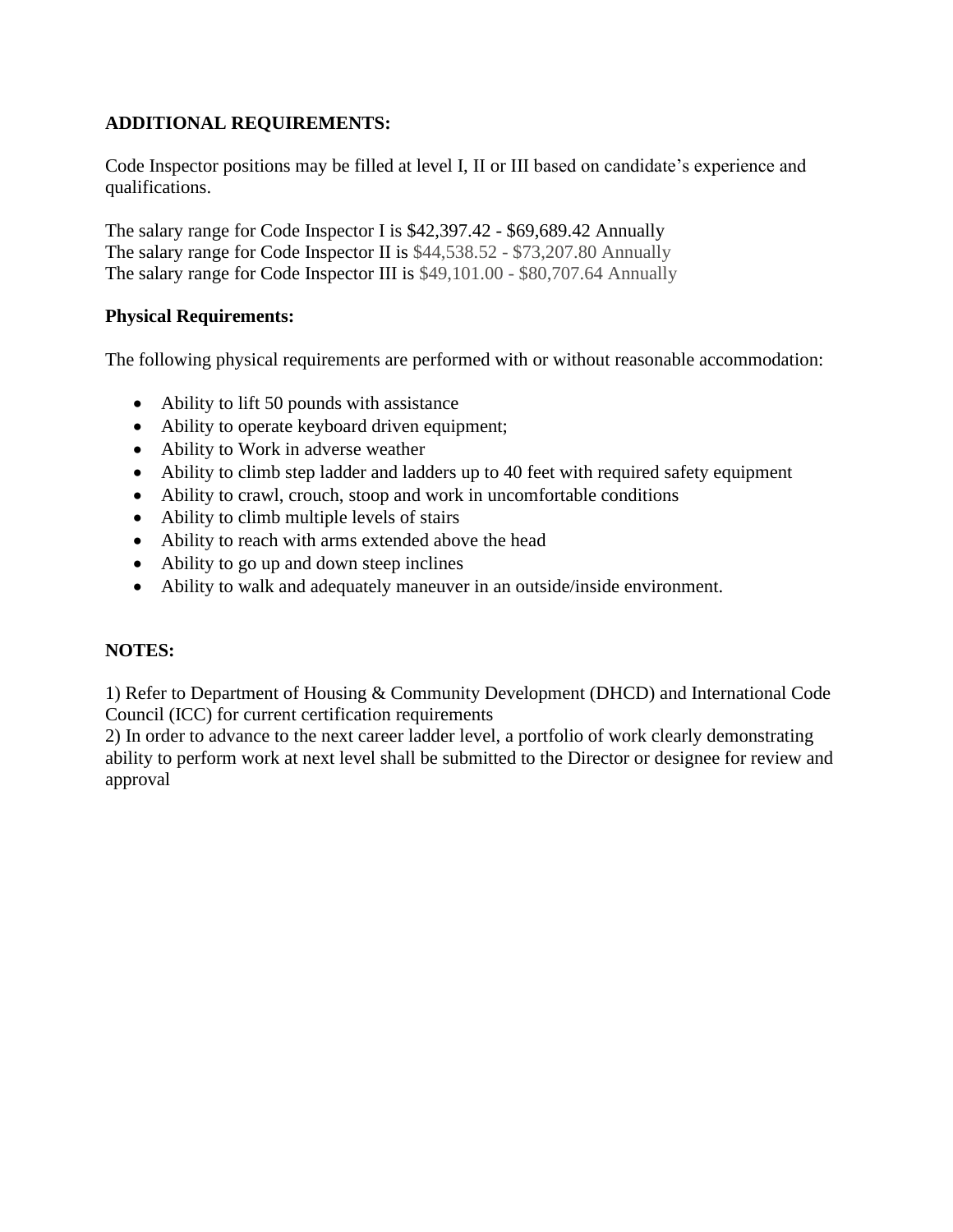**ADDITIONAL REQUIREMENTS:**

Code Inspector positions may be filled at level I, II or III based on candidate's experience and qualifications.

The salary range for Code Inspector I is $42,397.42 - $69,689.42 Annually
The salary range for Code Inspector II is $44,538.52 - $73,207.80 Annually
The salary range for Code Inspector III is $49,101.00 - $80,707.64 Annually

**Physical Requirements:**

The following physical requirements are performed with or without reasonable accommodation:

- Ability to lift 50 pounds with assistance
- Ability to operate keyboard driven equipment;
- Ability to Work in adverse weather
- Ability to climb step ladder and ladders up to 40 feet with required safety equipment
- Ability to crawl, crouch, stoop and work in uncomfortable conditions
- Ability to climb multiple levels of stairs
- Ability to reach with arms extended above the head
- Ability to go up and down steep inclines
- Ability to walk and adequately maneuver in an outside/inside environment.

**NOTES:**

1) Refer to Department of Housing & Community Development (DHCD) and International Code Council (ICC) for current certification requirements
2) In order to advance to the next career ladder level, a portfolio of work clearly demonstrating ability to perform work at next level shall be submitted to the Director or designee for review and approval